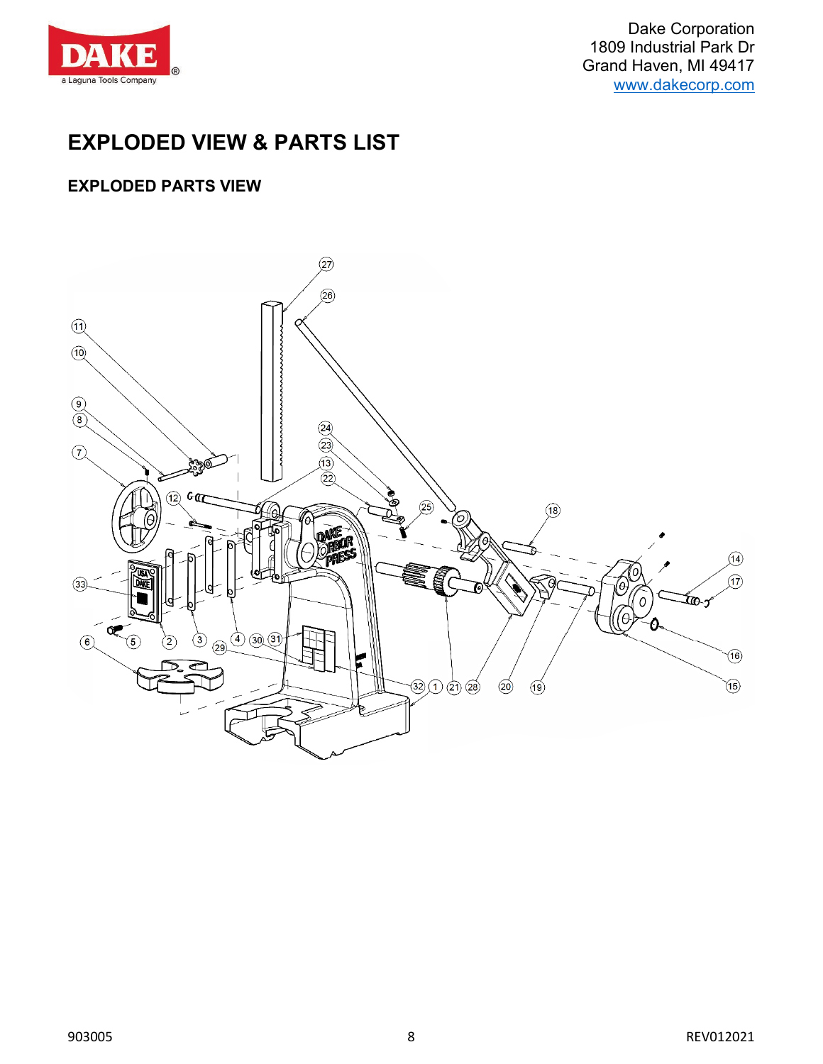# EXPLODED VIEW & PARTS LIST

## EXPLODED PARTS VIEW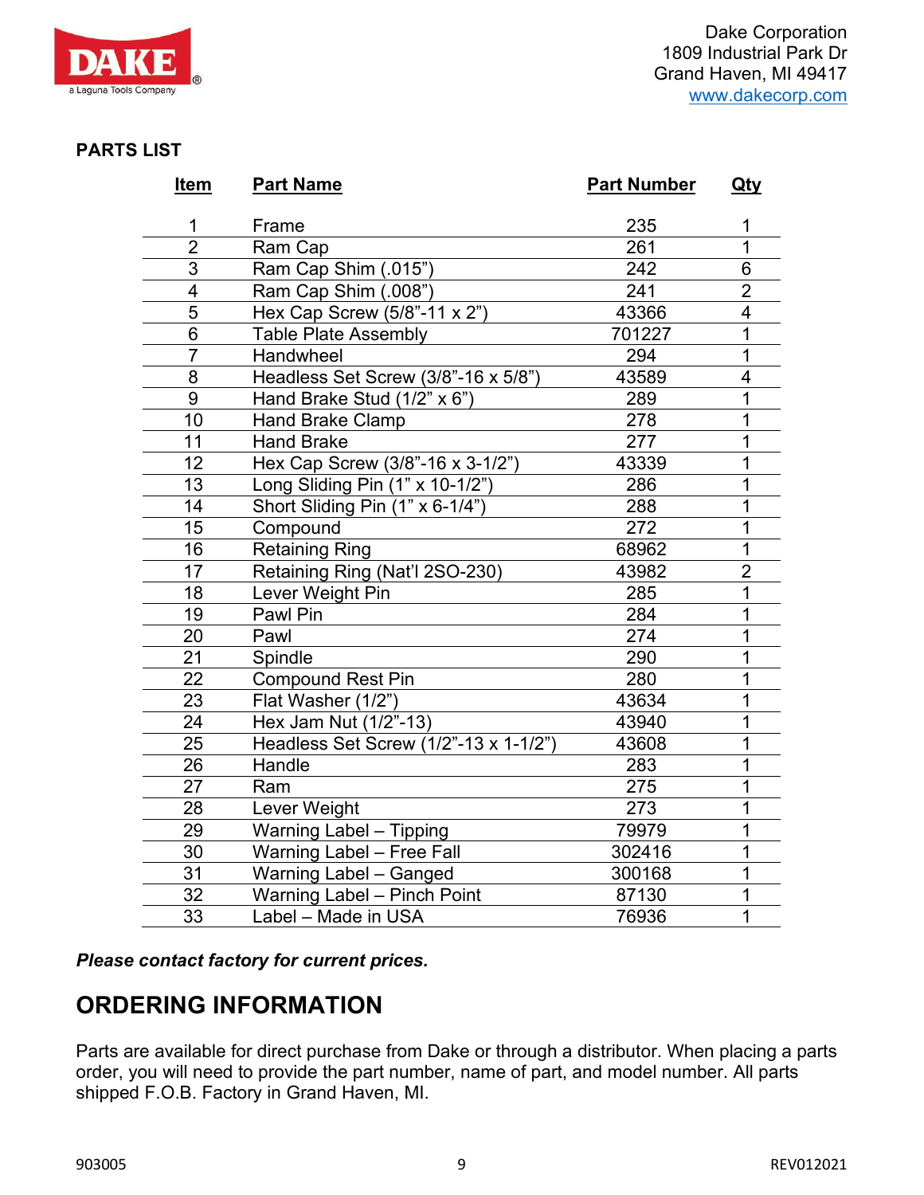Dake Corporation
1809 Industrial Park Dr
Grand Haven, MI 49417
www.dakecorp.com

## PARTS LIST

| Item | Part Name | Part Number | Qty |
|---|---|---|---|
| 1 | Frame | 235 | 1 |
| 2 | Ram Cap | 261 | 1 |
| 3 | Ram Cap Shim (.015”) | 242 | 6 |
| 4 | Ram Cap Shim (.008”) | 241 | 2 |
| 5 | Hex Cap Screw (5/8”-11 x 2”) | 43366 | 4 |
| 6 | Table Plate Assembly | 701227 | 1 |
| 7 | Handwheel | 294 | 1 |
| 8 | Headless Set Screw (3/8”-16 x 5/8”) | 43589 | 4 |
| 9 | Hand Brake Stud (1/2” x 6”) | 289 | 1 |
| 10 | Hand Brake Clamp | 278 | 1 |
| 11 | Hand Brake | 277 | 1 |
| 12 | Hex Cap Screw (3/8”-16 x 3-1/2”) | 43339 | 1 |
| 13 | Long Sliding Pin (1” x 10-1/2”) | 286 | 1 |
| 14 | Short Sliding Pin (1” x 6-1/4”) | 288 | 1 |
| 15 | Compound | 272 | 1 |
| 16 | Retaining Ring | 68962 | 1 |
| 17 | Retaining Ring (Nat’l 2SO-230) | 43982 | 2 |
| 18 | Lever Weight Pin | 285 | 1 |
| 19 | Pawl Pin | 284 | 1 |
| 20 | Pawl | 274 | 1 |
| 21 | Spindle | 290 | 1 |
| 22 | Compound Rest Pin | 280 | 1 |
| 23 | Flat Washer (1/2”) | 43634 | 1 |
| 24 | Hex Jam Nut (1/2”-13) | 43940 | 1 |
| 25 | Headless Set Screw (1/2”-13 x 1-1/2”) | 43608 | 1 |
| 26 | Handle | 283 | 1 |
| 27 | Ram | 275 | 1 |
| 28 | Lever Weight | 273 | 1 |
| 29 | Warning Label – Tipping | 79979 | 1 |
| 30 | Warning Label – Free Fall | 302416 | 1 |
| 31 | Warning Label – Ganged | 300168 | 1 |
| 32 | Warning Label – Pinch Point | 87130 | 1 |
| 33 | Label – Made in USA | 76936 | 1 |

***Please contact factory for current prices.***

## ORDERING INFORMATION

Parts are available for direct purchase from Dake or through a distributor. When placing a parts order, you will need to provide the part number, name of part, and model number. All parts shipped F.O.B. Factory in Grand Haven, MI.